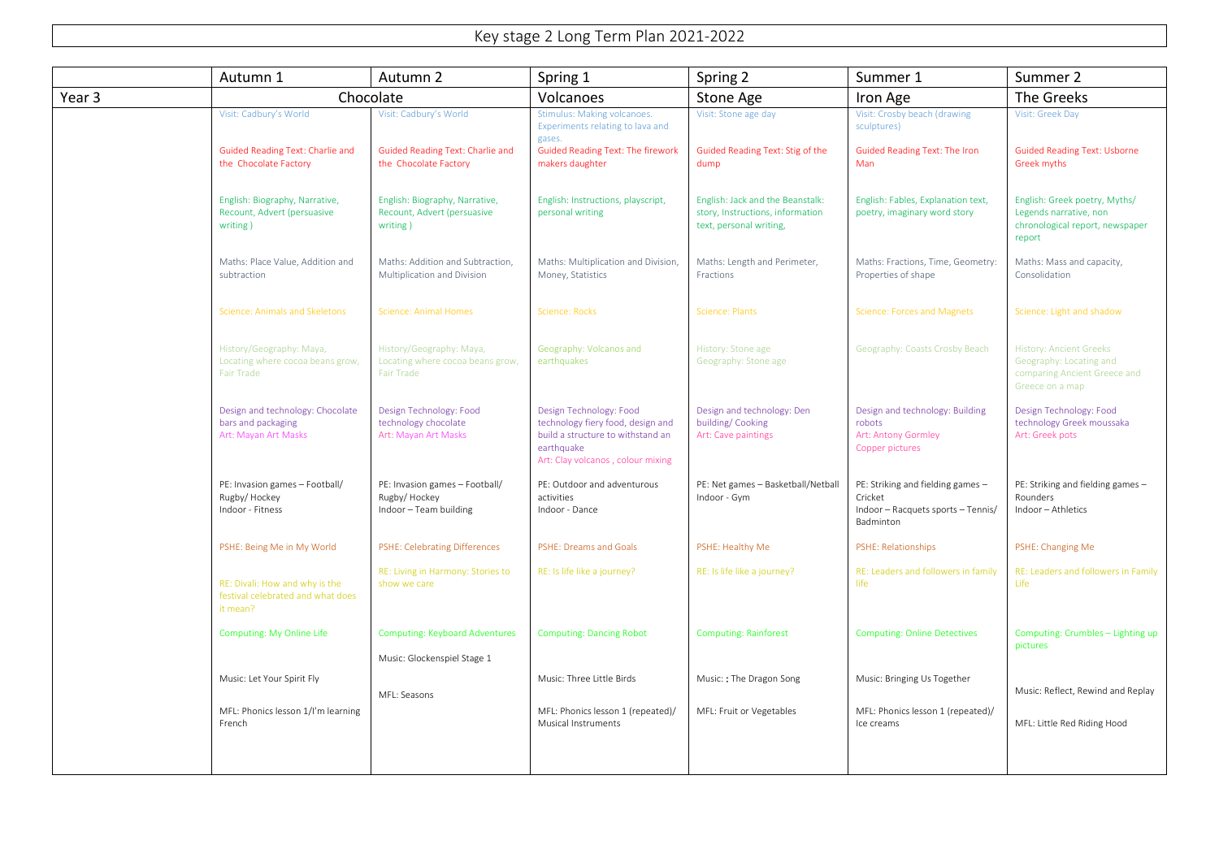# Key stage 2 Long Term Plan 2021-2022

| | Autumn 1 | Autumn 2 | Spring 1 | Spring 2 | Summer 1 | Summer 2 |
|---|---|---|---|---|---|---|
| Year 3 | Chocolate | | Volcanoes | Stone Age | Iron Age | The Greeks |
| | Visit: Cadbury's World<br><br>Guided Reading Text: Charlie and the Chocolate Factory<br><br>English: Biography, Narrative, Recount, Advert (persuasive writing )<br><br>Maths: Place Value, Addition and subtraction<br><br>Science: Animals and Skeletons<br><br>History/Geography: Maya, Locating where cocoa beans grow, Fair Trade<br><br>Design and technology: Chocolate bars and packaging<br>Art: Mayan Art Masks<br><br>PE: Invasion games – Football/ Rugby/ Hockey<br>Indoor - Fitness<br><br>PSHE: Being Me in My World<br><br>RE: Divali: How and why is the festival celebrated and what does it mean?<br><br>Computing: My Online Life<br><br>Music: Let Your Spirit Fly<br><br>MFL: Phonics lesson 1/I'm learning French | Visit: Cadbury's World<br><br>Guided Reading Text: Charlie and the Chocolate Factory<br><br>English: Biography, Narrative, Recount, Advert (persuasive writing )<br><br>Maths: Addition and Subtraction, Multiplication and Division<br><br>Science: Animal Homes<br><br>History/Geography: Maya, Locating where cocoa beans grow, Fair Trade<br><br>Design Technology: Food technology chocolate<br>Art: Mayan Art Masks<br><br>PE: Invasion games – Football/ Rugby/ Hockey<br>Indoor – Team building<br><br>PSHE: Celebrating Differences<br><br>RE: Living in Harmony: Stories to show we care<br><br>Computing: Keyboard Adventures<br><br>Music: Glockenspiel Stage 1<br><br>MFL: Seasons | Stimulus: Making volcanoes. Experiments relating to lava and gases.<br>Guided Reading Text: The firework makers daughter<br><br>English: Instructions, playscript, personal writing<br><br>Maths: Multiplication and Division, Money, Statistics<br><br>Science: Rocks<br><br>Geography: Volcanos and earthquakes<br><br>Design Technology: Food technology fiery food, design and build a structure to withstand an earthquake<br>Art: Clay volcanos , colour mixing<br><br>PE: Outdoor and adventurous activities<br>Indoor - Dance<br><br>PSHE: Dreams and Goals<br><br>RE: Is life like a journey?<br><br>Computing: Dancing Robot<br><br>Music: Three Little Birds<br><br>MFL: Phonics lesson 1 (repeated)/ Musical Instruments | Visit: Stone age day<br><br>Guided Reading Text: Stig of the dump<br><br>English: Jack and the Beanstalk: story, Instructions, information text, personal writing,<br><br>Maths: Length and Perimeter, Fractions<br><br>Science: Plants<br><br>History: Stone age<br>Geography: Stone age<br><br>Design and technology: Den building/ Cooking<br>Art: Cave paintings<br><br>PE: Net games – Basketball/Netball<br>Indoor - Gym<br><br>PSHE: Healthy Me<br><br>RE: Is life like a journey?<br><br>Computing: Rainforest<br><br>Music: : The Dragon Song<br><br>MFL: Fruit or Vegetables | Visit: Crosby beach (drawing sculptures)<br><br>Guided Reading Text: The Iron Man<br><br>English: Fables, Explanation text, poetry, imaginary word story<br><br>Maths: Fractions, Time, Geometry: Properties of shape<br><br>Science: Forces and Magnets<br><br>Geography: Coasts Crosby Beach<br><br>Design and technology: Building robots<br>Art: Antony Gormley<br>Copper pictures<br><br>PE: Striking and fielding games – Cricket<br>Indoor – Racquets sports – Tennis/ Badminton<br><br>PSHE: Relationships<br><br>RE: Leaders and followers in family life<br><br>Computing: Online Detectives<br><br>Music: Bringing Us Together<br><br>MFL: Phonics lesson 1 (repeated)/ Ice creams | Visit: Greek Day<br><br>Guided Reading Text: Usborne Greek myths<br><br>English: Greek poetry, Myths/ Legends narrative, non chronological report, newspaper report<br><br>Maths: Mass and capacity, Consolidation<br><br>Science: Light and shadow<br><br>History: Ancient Greeks<br>Geography: Locating and comparing Ancient Greece and Greece on a map<br><br>Design Technology: Food technology Greek moussaka<br>Art: Greek pots<br><br>PE: Striking and fielding games – Rounders<br>Indoor – Athletics<br><br>PSHE: Changing Me<br><br>RE: Leaders and followers in Family Life<br><br>Computing: Crumbles – Lighting up pictures<br><br>Music: Reflect, Rewind and Replay<br><br>MFL: Little Red Riding Hood |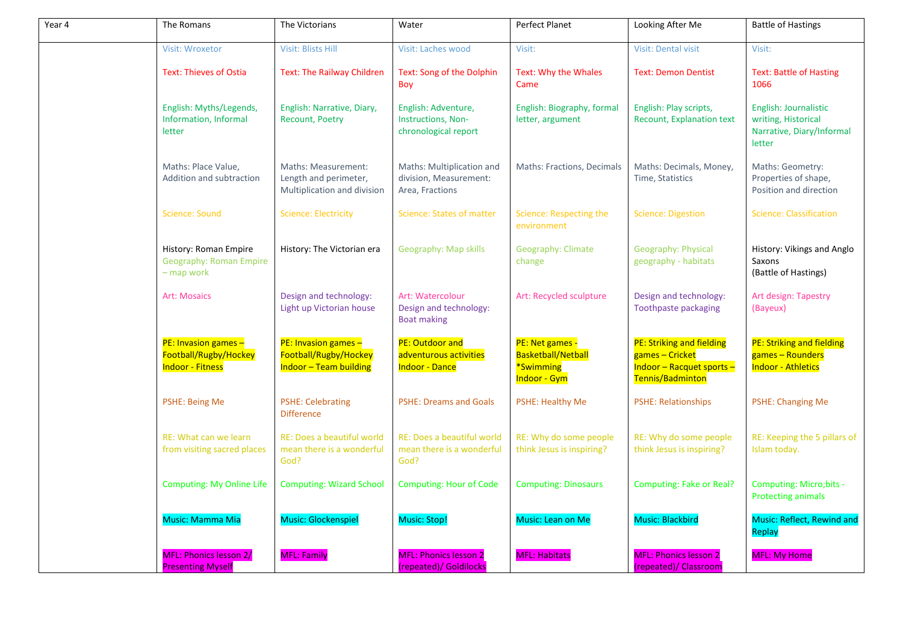| Year 4 | The Romans | The Victorians | Water | Perfect Planet | Looking After Me | Battle of Hastings |
| --- | --- | --- | --- | --- | --- | --- |
| | Visit: Wroxetor<br><br>Text: Thieves of Ostia<br><br>English: Myths/Legends, Information, Informal letter<br><br>Maths: Place Value, Addition and subtraction<br><br>Science: Sound<br><br>History: Roman Empire<br>Geography: Roman Empire – map work<br><br>Art: Mosaics<br><br>PE: Invasion games – Football/Rugby/Hockey<br>Indoor - Fitness<br><br>PSHE: Being Me<br><br>RE: What can we learn from visiting sacred places<br><br>Computing: My Online Life<br><br>Music: Mamma Mia<br><br>MFL: Phonics lesson 2/ Presenting Myself | Visit: Blists Hill<br><br>Text: The Railway Children<br><br>English: Narrative, Diary, Recount, Poetry<br><br>Maths: Measurement: Length and perimeter, Multiplication and division<br><br>Science: Electricity<br><br>History: The Victorian era<br><br>Design and technology: Light up Victorian house<br><br>PE: Invasion games – Football/Rugby/Hockey<br>Indoor – Team building<br><br>PSHE: Celebrating Difference<br><br>RE: Does a beautiful world mean there is a wonderful God?<br><br>Computing: Wizard School<br><br>Music: Glockenspiel<br><br>MFL: Family | Visit: Laches wood<br><br>Text: Song of the Dolphin Boy<br><br>English: Adventure, Instructions, Non-chronological report<br><br>Maths: Multiplication and division, Measurement: Area, Fractions<br><br>Science: States of matter<br><br>Geography: Map skills<br><br>Art: Watercolour<br>Design and technology: Boat making<br><br>PE: Outdoor and adventurous activities<br>Indoor - Dance<br><br>PSHE: Dreams and Goals<br><br>RE: Does a beautiful world mean there is a wonderful God?<br><br>Computing: Hour of Code<br><br>Music: Stop!<br><br>MFL: Phonics lesson 2 (repeated)/ Goldilocks | Visit:<br><br>Text: Why the Whales Came<br><br>English: Biography, formal letter, argument<br><br>Maths: Fractions, Decimals<br><br>Science: Respecting the environment<br><br>Geography: Climate change<br><br>Art: Recycled sculpture<br><br>PE: Net games - Basketball/Netball<br>*Swimming<br>Indoor - Gym<br><br>PSHE: Healthy Me<br><br>RE: Why do some people think Jesus is inspiring?<br><br>Computing: Dinosaurs<br><br>Music: Lean on Me<br><br>MFL: Habitats | Visit: Dental visit<br><br>Text: Demon Dentist<br><br>English: Play scripts, Recount, Explanation text<br><br>Maths: Decimals, Money, Time, Statistics<br><br>Science: Digestion<br><br>Geography: Physical geography - habitats<br><br>Design and technology: Toothpaste packaging<br><br>PE: Striking and fielding games – Cricket<br>Indoor – Racquet sports – Tennis/Badminton<br><br>PSHE: Relationships<br><br>RE: Why do some people think Jesus is inspiring?<br><br>Computing: Fake or Real?<br><br>Music: Blackbird<br><br>MFL: Phonics lesson 2 (repeated)/ Classroom | Visit:<br><br>Text: Battle of Hasting 1066<br><br>English: Journalistic writing, Historical Narrative, Diary/Informal letter<br><br>Maths: Geometry: Properties of shape, Position and direction<br><br>Science: Classification<br><br>History: Vikings and Anglo Saxons<br>(Battle of Hastings)<br><br>Art design: Tapestry (Bayeux)<br><br>PE: Striking and fielding games – Rounders<br>Indoor - Athletics<br><br>PSHE: Changing Me<br><br>RE: Keeping the 5 pillars of Islam today.<br><br>Computing: Micro;bits - Protecting animals<br><br>Music: Reflect, Rewind and Replay<br><br>MFL: My Home |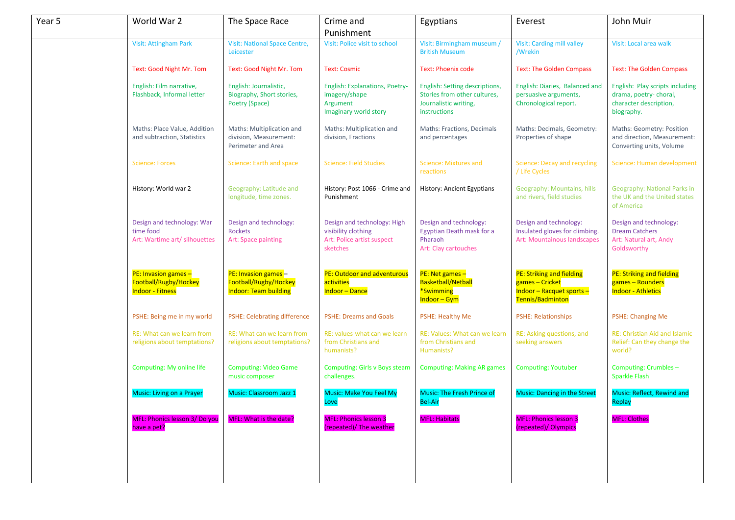| Year 5 | World War 2 | The Space Race | Crime and Punishment | Egyptians | Everest | John Muir |
|---|---|---|---|---|---|---|
| | Visit: Attingham Park<br><br>Text: Good Night Mr. Tom<br><br>English: Film narrative, Flashback, Informal letter<br><br>Maths: Place Value, Addition and subtraction, Statistics<br><br>Science: Forces<br><br>History: World war 2<br><br>Design and technology: War time food<br>Art: Wartime art/ silhouettes<br><br>PE: Invasion games – Football/Rugby/Hockey<br>Indoor - Fitness<br><br>PSHE: Being me in my world<br><br>RE: What can we learn from religions about temptations?<br><br>Computing: My online life<br><br>Music: Living on a Prayer<br><br>MFL: Phonics lesson 3/ Do you have a pet? | Visit: National Space Centre, Leicester<br><br>Text: Good Night Mr. Tom<br><br>English: Journalistic, Biography, Short stories, Poetry (Space)<br><br>Maths: Multiplication and division, Measurement: Perimeter and Area<br><br>Science: Earth and space<br><br>Geography: Latitude and longitude, time zones.<br><br>Design and technology: Rockets<br>Art: Space painting<br><br>PE: Invasion games – Football/Rugby/Hockey<br>Indoor: Team building<br><br>PSHE: Celebrating difference<br><br>RE: What can we learn from religions about temptations?<br><br>Computing: Video Game music composer<br><br>Music: Classroom Jazz 1<br><br>MFL: What is the date? | Visit: Police visit to school<br><br>Text: Cosmic<br><br>English: Explanations, Poetry-imagery/shape<br>Argument<br>Imaginary world story<br><br>Maths: Multiplication and division, Fractions<br><br>Science: Field Studies<br><br>History: Post 1066 - Crime and Punishment<br><br>Design and technology: High visibility clothing<br>Art: Police artist suspect sketches<br><br>PE: Outdoor and adventurous activities<br>Indoor – Dance<br><br>PSHE: Dreams and Goals<br><br>RE: values-what can we learn from Christians and humanists?<br><br>Computing: Girls v Boys steam challenges.<br><br>Music: Make You Feel My Love<br><br>MFL: Phonics lesson 3 (repeated)/ The weather | Visit: Birmingham museum / British Museum<br><br>Text: Phoenix code<br><br>English: Setting descriptions, Stories from other cultures, Journalistic writing, instructions<br><br>Maths: Fractions, Decimals and percentages<br><br>Science: Mixtures and reactions<br><br>History: Ancient Egyptians<br><br>Design and technology: Egyptian Death mask for a Pharaoh<br>Art: Clay cartouches<br><br>PE: Net games – Basketball/Netball<br>*Swimming<br>Indoor – Gym<br><br>PSHE: Healthy Me<br><br>RE: Values: What can we learn from Christians and Humanists?<br><br>Computing: Making AR games<br><br>Music: The Fresh Prince of Bel-Air<br><br>MFL: Habitats | Visit: Carding mill valley /Wrekin<br><br>Text: The Golden Compass<br><br>English: Diaries, Balanced and persuasive arguments, Chronological report.<br><br>Maths: Decimals, Geometry: Properties of shape<br><br>Science: Decay and recycling / Life Cycles<br><br>Geography: Mountains, hills and rivers, field studies<br><br>Design and technology: Insulated gloves for climbing.<br>Art: Mountainous landscapes<br><br>PE: Striking and fielding games – Cricket<br>Indoor – Racquet sports – Tennis/Badminton<br><br>PSHE: Relationships<br><br>RE: Asking questions, and seeking answers<br><br>Computing: Youtuber<br><br>Music: Dancing in the Street<br><br>MFL: Phonics lesson 3 (repeated)/ Olympics | Visit: Local area walk<br><br>Text: The Golden Compass<br><br>English: Play scripts including drama, poetry- choral, character description, biography.<br><br>Maths: Geometry: Position and direction, Measurement: Converting units, Volume<br><br>Science: Human development<br><br>Geography: National Parks in the UK and the United states of America<br><br>Design and technology: Dream Catchers<br>Art: Natural art, Andy Goldsworthy<br><br>PE: Striking and fielding games – Rounders<br>Indoor - Athletics<br><br>PSHE: Changing Me<br><br>RE: Christian Aid and Islamic Relief: Can they change the world?<br><br>Computing: Crumbles – Sparkle Flash<br><br>Music: Reflect, Rewind and Replay<br><br>MFL: Clothes |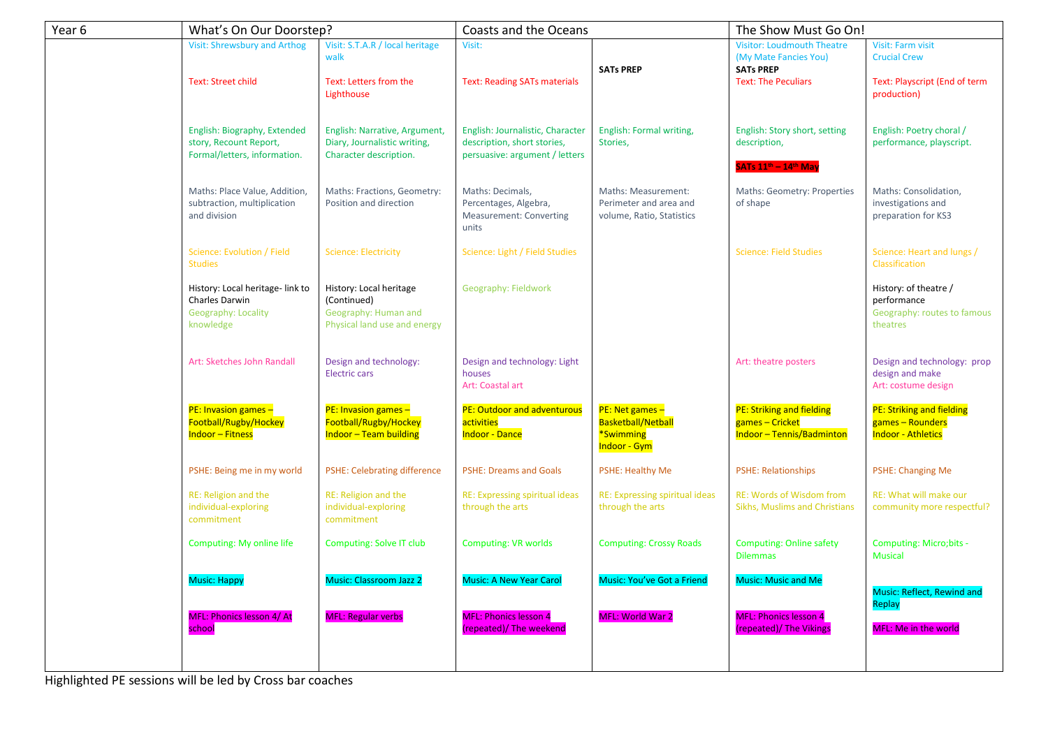| Year 6 | What's On Our Doorstep? | | Coasts and the Oceans | | The Show Must Go On! | |
|---|---|---|---|---|---|---|
| | Visit: Shrewsbury and Arthog<br><br>Text: Street child<br><br>English: Biography, Extended story, Recount Report, Formal/letters, information.<br><br>Maths: Place Value, Addition, subtraction, multiplication and division<br><br>Science: Evolution / Field Studies<br><br>History: Local heritage- link to Charles Darwin<br>Geography: Locality knowledge<br><br>Art: Sketches John Randall<br><br>PE: Invasion games – Football/Rugby/Hockey<br>Indoor – Fitness<br><br>PSHE: Being me in my world<br><br>RE: Religion and the individual-exploring commitment<br><br>Computing: My online life<br><br>Music: Happy<br><br>MFL: Phonics lesson 4/ At school | Visit: S.T.A.R / local heritage walk<br><br>Text: Letters from the Lighthouse<br><br>English: Narrative, Argument, Diary, Journalistic writing, Character description.<br><br>Maths: Fractions, Geometry: Position and direction<br><br>Science: Electricity<br><br>History: Local heritage (Continued)<br>Geography: Human and Physical land use and energy<br><br>Design and technology: Electric cars<br><br>PE: Invasion games – Football/Rugby/Hockey<br>Indoor – Team building<br><br>PSHE: Celebrating difference<br><br>RE: Religion and the individual-exploring commitment<br><br>Computing: Solve IT club<br><br>Music: Classroom Jazz 2<br><br>MFL: Regular verbs | Visit:<br><br>Text: Reading SATs materials<br><br>English: Journalistic, Character description, short stories, persuasive: argument / letters<br><br>Maths: Decimals, Percentages, Algebra, Measurement: Converting units<br><br>Science: Light / Field Studies<br><br>Geography: Fieldwork<br><br>Design and technology: Light houses<br>Art: Coastal art<br><br>PE: Outdoor and adventurous activities<br>Indoor - Dance<br><br>PSHE: Dreams and Goals<br><br>RE: Expressing spiritual ideas through the arts<br><br>Computing: VR worlds<br><br>Music: A New Year Carol<br><br>MFL: Phonics lesson 4 (repeated)/ The weekend | **SATs PREP**<br><br>English: Formal writing, Stories,<br><br>Maths: Measurement: Perimeter and area and volume, Ratio, Statistics<br><br>PE: Net games – Basketball/Netball<br>*Swimming<br>Indoor - Gym<br><br>PSHE: Healthy Me<br><br>RE: Expressing spiritual ideas through the arts<br><br>Computing: Crossy Roads<br><br>Music: You've Got a Friend<br><br>MFL: World War 2 | Visitor: Loudmouth Theatre (My Mate Fancies You)<br>**SATs PREP**<br>Text: The Peculiars<br><br>English: Story short, setting description,<br><br>SATs 11th – 14th May<br><br>Maths: Geometry: Properties of shape<br><br>Science: Field Studies<br><br>Art: theatre posters<br><br>PE: Striking and fielding games – Cricket<br>Indoor – Tennis/Badminton<br><br>PSHE: Relationships<br><br>RE: Words of Wisdom from Sikhs, Muslims and Christians<br><br>Computing: Online safety Dilemmas<br><br>Music: Music and Me<br><br>MFL: Phonics lesson 4 (repeated)/ The Vikings | Visit: Farm visit<br>Crucial Crew<br><br>Text: Playscript (End of term production)<br><br>English: Poetry choral / performance, playscript.<br><br>Maths: Consolidation, investigations and preparation for KS3<br><br>Science: Heart and lungs / Classification<br><br>History: of theatre / performance<br>Geography: routes to famous theatres<br><br>Design and technology: prop design and make<br>Art: costume design<br><br>PE: Striking and fielding games – Rounders<br>Indoor – Athletics<br><br>PSHE: Changing Me<br><br>RE: What will make our community more respectful?<br><br>Computing: Micro;bits - Musical<br><br>Music: Reflect, Rewind and Replay<br><br>MFL: Me in the world |

Highlighted PE sessions will be led by Cross bar coaches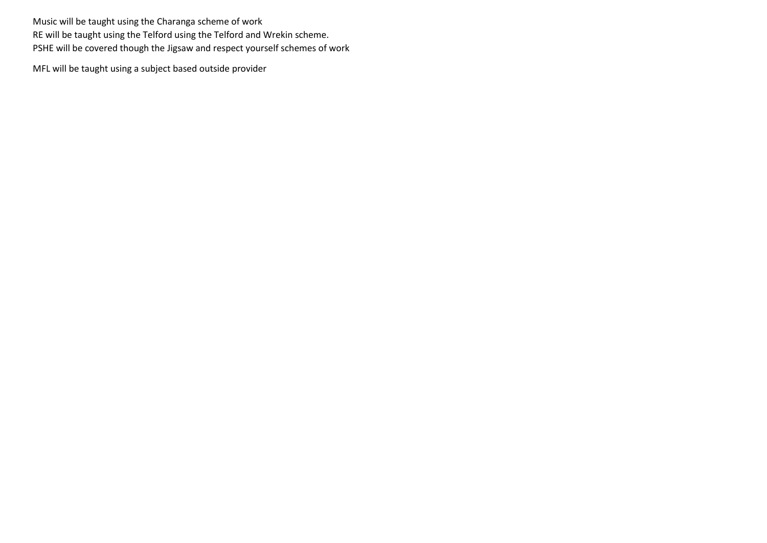Music will be taught using the Charanga scheme of work
RE will be taught using the Telford using the Telford and Wrekin scheme.
PSHE will be covered though the Jigsaw and respect yourself schemes of work

MFL will be taught using a subject based outside provider